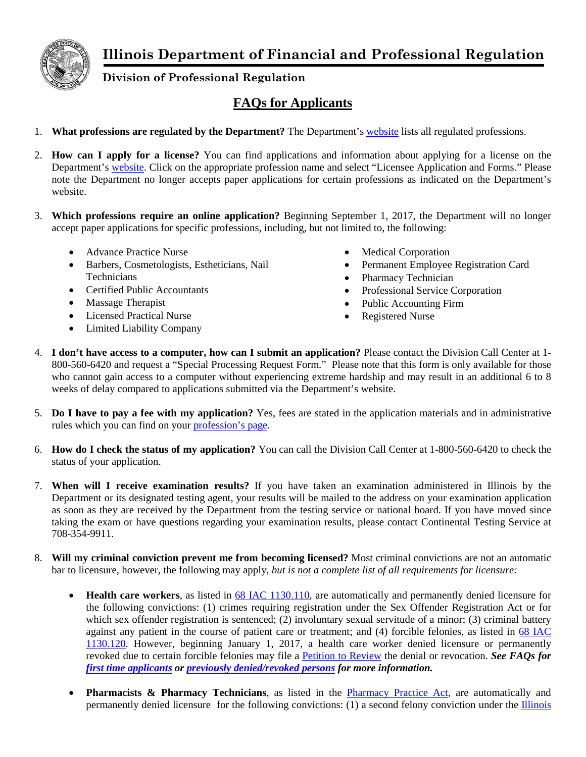# Illinois Department of Financial and Professional Regulation

## Division of Professional Regulation

## FAQs for Applicants

1. **What professions are regulated by the Department?** The Department's website lists all regulated professions.

2. **How can I apply for a license?** You can find applications and information about applying for a license on the Department's website. Click on the appropriate profession name and select "Licensee Application and Forms." Please note the Department no longer accepts paper applications for certain professions as indicated on the Department's website.

3. **Which professions require an online application?** Beginning September 1, 2017, the Department will no longer accept paper applications for specific professions, including, but not limited to, the following:

   - Advance Practice Nurse
   - Barbers, Cosmetologists, Estheticians, Nail Technicians
   - Certified Public Accountants
   - Massage Therapist
   - Licensed Practical Nurse
   - Limited Liability Company
   - Medical Corporation
   - Permanent Employee Registration Card
   - Pharmacy Technician
   - Professional Service Corporation
   - Public Accounting Firm
   - Registered Nurse

4. **I don't have access to a computer, how can I submit an application?** Please contact the Division Call Center at 1-800-560-6420 and request a "Special Processing Request Form." Please note that this form is only available for those who cannot gain access to a computer without experiencing extreme hardship and may result in an additional 6 to 8 weeks of delay compared to applications submitted via the Department's website.

5. **Do I have to pay a fee with my application?** Yes, fees are stated in the application materials and in administrative rules which you can find on your profession's page.

6. **How do I check the status of my application?** You can call the Division Call Center at 1-800-560-6420 to check the status of your application.

7. **When will I receive examination results?** If you have taken an examination administered in Illinois by the Department or its designated testing agent, your results will be mailed to the address on your examination application as soon as they are received by the Department from the testing service or national board. If you have moved since taking the exam or have questions regarding your examination results, please contact Continental Testing Service at 708-354-9911.

8. **Will my criminal conviction prevent me from becoming licensed?** Most criminal convictions are not an automatic bar to licensure, however, the following may apply, *but is not a complete list of all requirements for licensure:*

   - **Health care workers**, as listed in 68 IAC 1130.110, are automatically and permanently denied licensure for the following convictions: (1) crimes requiring registration under the Sex Offender Registration Act or for which sex offender registration is sentenced; (2) involuntary sexual servitude of a minor; (3) criminal battery against any patient in the course of patient care or treatment; and (4) forcible felonies, as listed in 68 IAC 1130.120. However, beginning January 1, 2017, a health care worker denied licensure or permanently revoked due to certain forcible felonies may file a Petition to Review the denial or revocation. ***See FAQs for first time applicants or previously denied/revoked persons for more information.***

   - **Pharmacists & Pharmacy Technicians**, as listed in the Pharmacy Practice Act, are automatically and permanently denied licensure for the following convictions: (1) a second felony conviction under the Illinois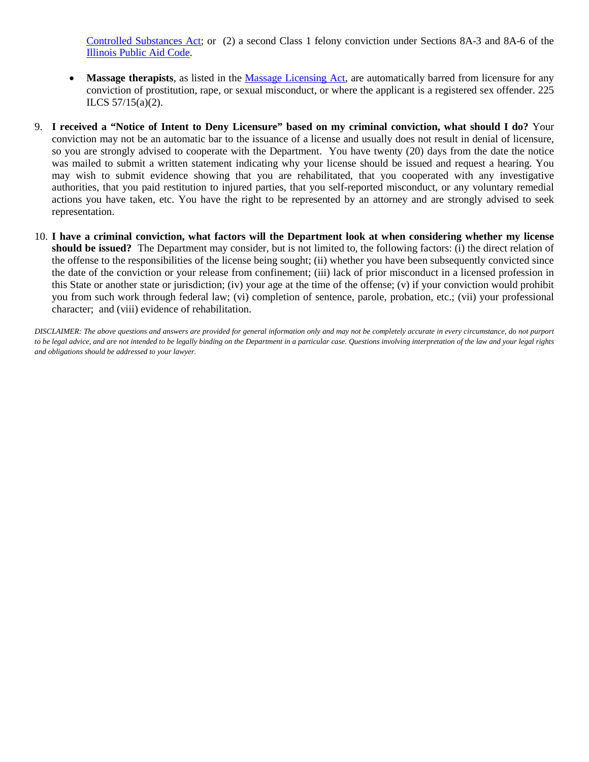Controlled Substances Act; or (2) a second Class 1 felony conviction under Sections 8A-3 and 8A-6 of the Illinois Public Aid Code.

- **Massage therapists**, as listed in the Massage Licensing Act, are automatically barred from licensure for any conviction of prostitution, rape, or sexual misconduct, or where the applicant is a registered sex offender. 225 ILCS 57/15(a)(2).

9. **I received a "Notice of Intent to Deny Licensure" based on my criminal conviction, what should I do?** Your conviction may not be an automatic bar to the issuance of a license and usually does not result in denial of licensure, so you are strongly advised to cooperate with the Department. You have twenty (20) days from the date the notice was mailed to submit a written statement indicating why your license should be issued and request a hearing. You may wish to submit evidence showing that you are rehabilitated, that you cooperated with any investigative authorities, that you paid restitution to injured parties, that you self-reported misconduct, or any voluntary remedial actions you have taken, etc. You have the right to be represented by an attorney and are strongly advised to seek representation.

10. **I have a criminal conviction, what factors will the Department look at when considering whether my license should be issued?** The Department may consider, but is not limited to, the following factors: (i) the direct relation of the offense to the responsibilities of the license being sought; (ii) whether you have been subsequently convicted since the date of the conviction or your release from confinement; (iii) lack of prior misconduct in a licensed profession in this State or another state or jurisdiction; (iv) your age at the time of the offense; (v) if your conviction would prohibit you from such work through federal law; (vi) completion of sentence, parole, probation, etc.; (vii) your professional character; and (viii) evidence of rehabilitation.

*DISCLAIMER: The above questions and answers are provided for general information only and may not be completely accurate in every circumstance, do not purport to be legal advice, and are not intended to be legally binding on the Department in a particular case. Questions involving interpretation of the law and your legal rights and obligations should be addressed to your lawyer.*